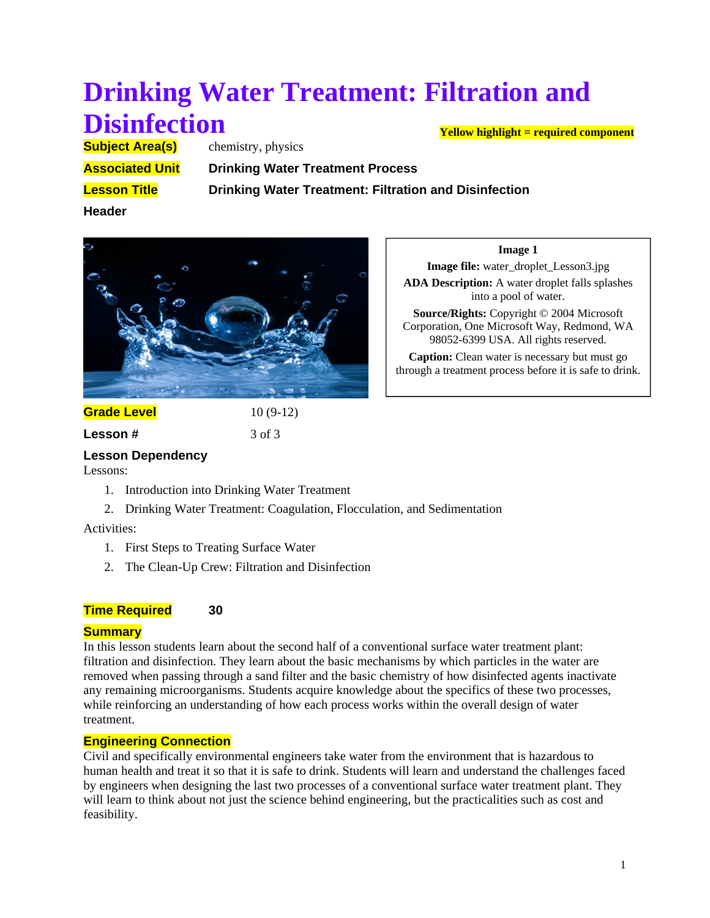# Drinking Water Treatment: Filtration and Disinfection

**Yellow highlight = required component**

| | |
|---|---|
| **Subject Area(s)** | chemistry, physics |
| **Associated Unit** | **Drinking Water Treatment Process** |
| **Lesson Title** | **Drinking Water Treatment: Filtration and Disinfection** |

**Header**

**Image 1**

**Image file:** water_droplet_Lesson3.jpg

**ADA Description:** A water droplet falls splashes into a pool of water.

**Source/Rights:** Copyright © 2004 Microsoft Corporation, One Microsoft Way, Redmond, WA 98052-6399 USA. All rights reserved.

**Caption:** Clean water is necessary but must go through a treatment process before it is safe to drink.

| | |
|---|---|
| **Grade Level** | 10 (9-12) |
| **Lesson #** | 3 of 3 |

**Lesson Dependency**

Lessons:

1. Introduction into Drinking Water Treatment
2. Drinking Water Treatment: Coagulation, Flocculation, and Sedimentation

Activities:

1. First Steps to Treating Surface Water
2. The Clean-Up Crew: Filtration and Disinfection

**Time Required** **30**

**Summary**

In this lesson students learn about the second half of a conventional surface water treatment plant: filtration and disinfection. They learn about the basic mechanisms by which particles in the water are removed when passing through a sand filter and the basic chemistry of how disinfected agents inactivate any remaining microorganisms. Students acquire knowledge about the specifics of these two processes, while reinforcing an understanding of how each process works within the overall design of water treatment.

**Engineering Connection**

Civil and specifically environmental engineers take water from the environment that is hazardous to human health and treat it so that it is safe to drink. Students will learn and understand the challenges faced by engineers when designing the last two processes of a conventional surface water treatment plant. They will learn to think about not just the science behind engineering, but the practicalities such as cost and feasibility.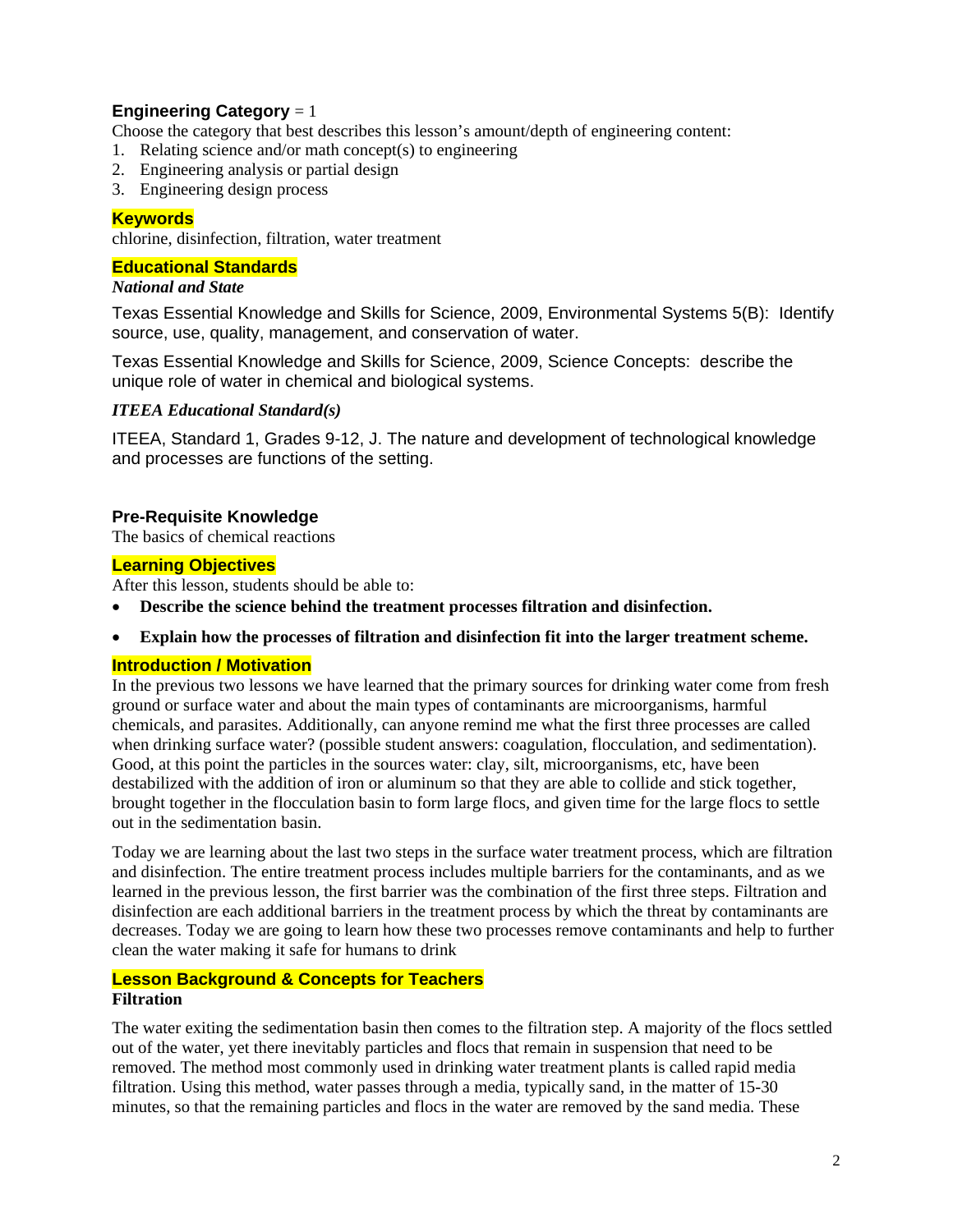**Engineering Category** = 1

Choose the category that best describes this lesson's amount/depth of engineering content:

1. Relating science and/or math concept(s) to engineering
2. Engineering analysis or partial design
3. Engineering design process

## Keywords

chlorine, disinfection, filtration, water treatment

## Educational Standards

***National and State***

Texas Essential Knowledge and Skills for Science, 2009, Environmental Systems 5(B): Identify source, use, quality, management, and conservation of water.

Texas Essential Knowledge and Skills for Science, 2009, Science Concepts: describe the unique role of water in chemical and biological systems.

***ITEEA Educational Standard(s)***

ITEEA, Standard 1, Grades 9-12, J. The nature and development of technological knowledge and processes are functions of the setting.

## Pre-Requisite Knowledge

The basics of chemical reactions

## Learning Objectives

After this lesson, students should be able to:

- **Describe the science behind the treatment processes filtration and disinfection.**
- **Explain how the processes of filtration and disinfection fit into the larger treatment scheme.**

## Introduction / Motivation

In the previous two lessons we have learned that the primary sources for drinking water come from fresh ground or surface water and about the main types of contaminants are microorganisms, harmful chemicals, and parasites. Additionally, can anyone remind me what the first three processes are called when drinking surface water? (possible student answers: coagulation, flocculation, and sedimentation). Good, at this point the particles in the sources water: clay, silt, microorganisms, etc, have been destabilized with the addition of iron or aluminum so that they are able to collide and stick together, brought together in the flocculation basin to form large flocs, and given time for the large flocs to settle out in the sedimentation basin.

Today we are learning about the last two steps in the surface water treatment process, which are filtration and disinfection. The entire treatment process includes multiple barriers for the contaminants, and as we learned in the previous lesson, the first barrier was the combination of the first three steps. Filtration and disinfection are each additional barriers in the treatment process by which the threat by contaminants are decreases. Today we are going to learn how these two processes remove contaminants and help to further clean the water making it safe for humans to drink

## Lesson Background & Concepts for Teachers

**Filtration**

The water exiting the sedimentation basin then comes to the filtration step. A majority of the flocs settled out of the water, yet there inevitably particles and flocs that remain in suspension that need to be removed. The method most commonly used in drinking water treatment plants is called rapid media filtration. Using this method, water passes through a media, typically sand, in the matter of 15-30 minutes, so that the remaining particles and flocs in the water are removed by the sand media. These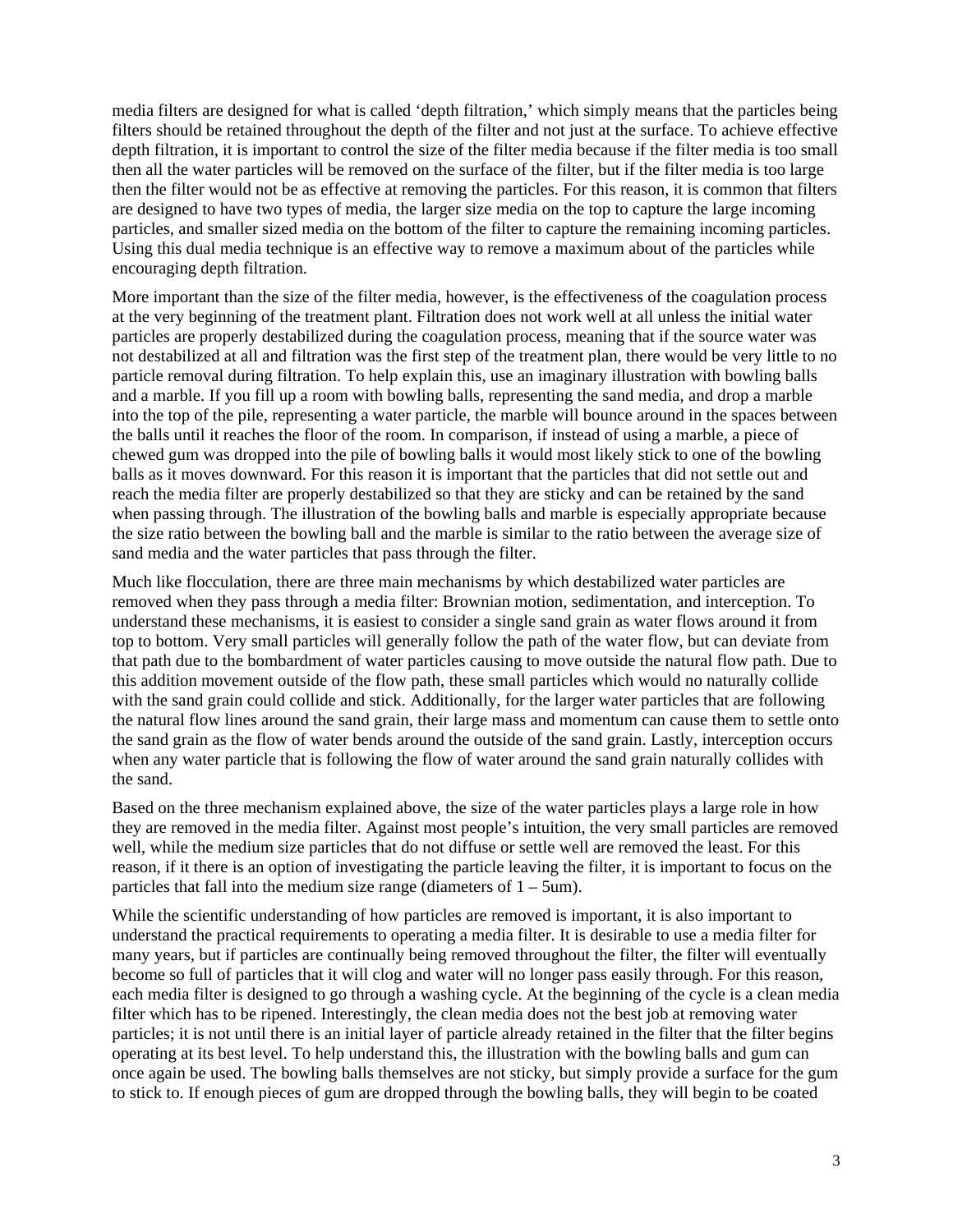media filters are designed for what is called ‘depth filtration,’ which simply means that the particles being filters should be retained throughout the depth of the filter and not just at the surface. To achieve effective depth filtration, it is important to control the size of the filter media because if the filter media is too small then all the water particles will be removed on the surface of the filter, but if the filter media is too large then the filter would not be as effective at removing the particles. For this reason, it is common that filters are designed to have two types of media, the larger size media on the top to capture the large incoming particles, and smaller sized media on the bottom of the filter to capture the remaining incoming particles. Using this dual media technique is an effective way to remove a maximum about of the particles while encouraging depth filtration.

More important than the size of the filter media, however, is the effectiveness of the coagulation process at the very beginning of the treatment plant. Filtration does not work well at all unless the initial water particles are properly destabilized during the coagulation process, meaning that if the source water was not destabilized at all and filtration was the first step of the treatment plan, there would be very little to no particle removal during filtration. To help explain this, use an imaginary illustration with bowling balls and a marble. If you fill up a room with bowling balls, representing the sand media, and drop a marble into the top of the pile, representing a water particle, the marble will bounce around in the spaces between the balls until it reaches the floor of the room. In comparison, if instead of using a marble, a piece of chewed gum was dropped into the pile of bowling balls it would most likely stick to one of the bowling balls as it moves downward. For this reason it is important that the particles that did not settle out and reach the media filter are properly destabilized so that they are sticky and can be retained by the sand when passing through. The illustration of the bowling balls and marble is especially appropriate because the size ratio between the bowling ball and the marble is similar to the ratio between the average size of sand media and the water particles that pass through the filter.

Much like flocculation, there are three main mechanisms by which destabilized water particles are removed when they pass through a media filter: Brownian motion, sedimentation, and interception. To understand these mechanisms, it is easiest to consider a single sand grain as water flows around it from top to bottom. Very small particles will generally follow the path of the water flow, but can deviate from that path due to the bombardment of water particles causing to move outside the natural flow path. Due to this addition movement outside of the flow path, these small particles which would no naturally collide with the sand grain could collide and stick. Additionally, for the larger water particles that are following the natural flow lines around the sand grain, their large mass and momentum can cause them to settle onto the sand grain as the flow of water bends around the outside of the sand grain. Lastly, interception occurs when any water particle that is following the flow of water around the sand grain naturally collides with the sand.

Based on the three mechanism explained above, the size of the water particles plays a large role in how they are removed in the media filter. Against most people’s intuition, the very small particles are removed well, while the medium size particles that do not diffuse or settle well are removed the least. For this reason, if it there is an option of investigating the particle leaving the filter, it is important to focus on the particles that fall into the medium size range (diameters of 1 – 5um).

While the scientific understanding of how particles are removed is important, it is also important to understand the practical requirements to operating a media filter. It is desirable to use a media filter for many years, but if particles are continually being removed throughout the filter, the filter will eventually become so full of particles that it will clog and water will no longer pass easily through. For this reason, each media filter is designed to go through a washing cycle. At the beginning of the cycle is a clean media filter which has to be ripened. Interestingly, the clean media does not the best job at removing water particles; it is not until there is an initial layer of particle already retained in the filter that the filter begins operating at its best level. To help understand this, the illustration with the bowling balls and gum can once again be used. The bowling balls themselves are not sticky, but simply provide a surface for the gum to stick to. If enough pieces of gum are dropped through the bowling balls, they will begin to be coated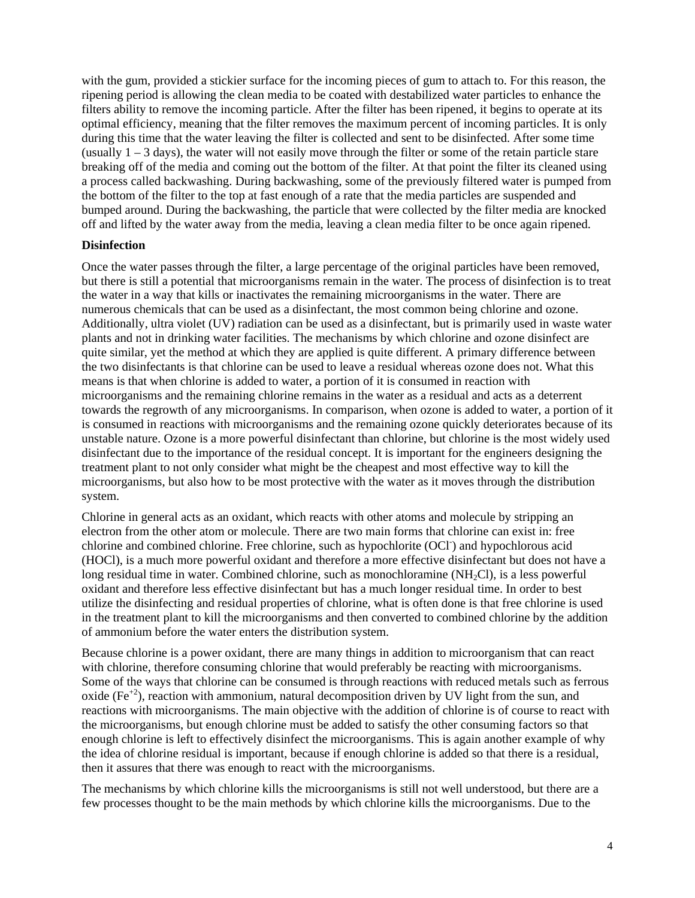with the gum, provided a stickier surface for the incoming pieces of gum to attach to. For this reason, the ripening period is allowing the clean media to be coated with destabilized water particles to enhance the filters ability to remove the incoming particle. After the filter has been ripened, it begins to operate at its optimal efficiency, meaning that the filter removes the maximum percent of incoming particles. It is only during this time that the water leaving the filter is collected and sent to be disinfected. After some time (usually 1 – 3 days), the water will not easily move through the filter or some of the retain particle stare breaking off of the media and coming out the bottom of the filter. At that point the filter its cleaned using a process called backwashing. During backwashing, some of the previously filtered water is pumped from the bottom of the filter to the top at fast enough of a rate that the media particles are suspended and bumped around. During the backwashing, the particle that were collected by the filter media are knocked off and lifted by the water away from the media, leaving a clean media filter to be once again ripened.

**Disinfection**

Once the water passes through the filter, a large percentage of the original particles have been removed, but there is still a potential that microorganisms remain in the water. The process of disinfection is to treat the water in a way that kills or inactivates the remaining microorganisms in the water. There are numerous chemicals that can be used as a disinfectant, the most common being chlorine and ozone. Additionally, ultra violet (UV) radiation can be used as a disinfectant, but is primarily used in waste water plants and not in drinking water facilities. The mechanisms by which chlorine and ozone disinfect are quite similar, yet the method at which they are applied is quite different. A primary difference between the two disinfectants is that chlorine can be used to leave a residual whereas ozone does not. What this means is that when chlorine is added to water, a portion of it is consumed in reaction with microorganisms and the remaining chlorine remains in the water as a residual and acts as a deterrent towards the regrowth of any microorganisms. In comparison, when ozone is added to water, a portion of it is consumed in reactions with microorganisms and the remaining ozone quickly deteriorates because of its unstable nature. Ozone is a more powerful disinfectant than chlorine, but chlorine is the most widely used disinfectant due to the importance of the residual concept. It is important for the engineers designing the treatment plant to not only consider what might be the cheapest and most effective way to kill the microorganisms, but also how to be most protective with the water as it moves through the distribution system.

Chlorine in general acts as an oxidant, which reacts with other atoms and molecule by stripping an electron from the other atom or molecule. There are two main forms that chlorine can exist in: free chlorine and combined chlorine. Free chlorine, such as hypochlorite ($OCl^-$) and hypochlorous acid ($HOCl$), is a much more powerful oxidant and therefore a more effective disinfectant but does not have a long residual time in water. Combined chlorine, such as monochloramine ($NH_2Cl$), is a less powerful oxidant and therefore less effective disinfectant but has a much longer residual time. In order to best utilize the disinfecting and residual properties of chlorine, what is often done is that free chlorine is used in the treatment plant to kill the microorganisms and then converted to combined chlorine by the addition of ammonium before the water enters the distribution system.

Because chlorine is a power oxidant, there are many things in addition to microorganism that can react with chlorine, therefore consuming chlorine that would preferably be reacting with microorganisms. Some of the ways that chlorine can be consumed is through reactions with reduced metals such as ferrous oxide ($Fe^{+2}$), reaction with ammonium, natural decomposition driven by UV light from the sun, and reactions with microorganisms. The main objective with the addition of chlorine is of course to react with the microorganisms, but enough chlorine must be added to satisfy the other consuming factors so that enough chlorine is left to effectively disinfect the microorganisms. This is again another example of why the idea of chlorine residual is important, because if enough chlorine is added so that there is a residual, then it assures that there was enough to react with the microorganisms.

The mechanisms by which chlorine kills the microorganisms is still not well understood, but there are a few processes thought to be the main methods by which chlorine kills the microorganisms. Due to the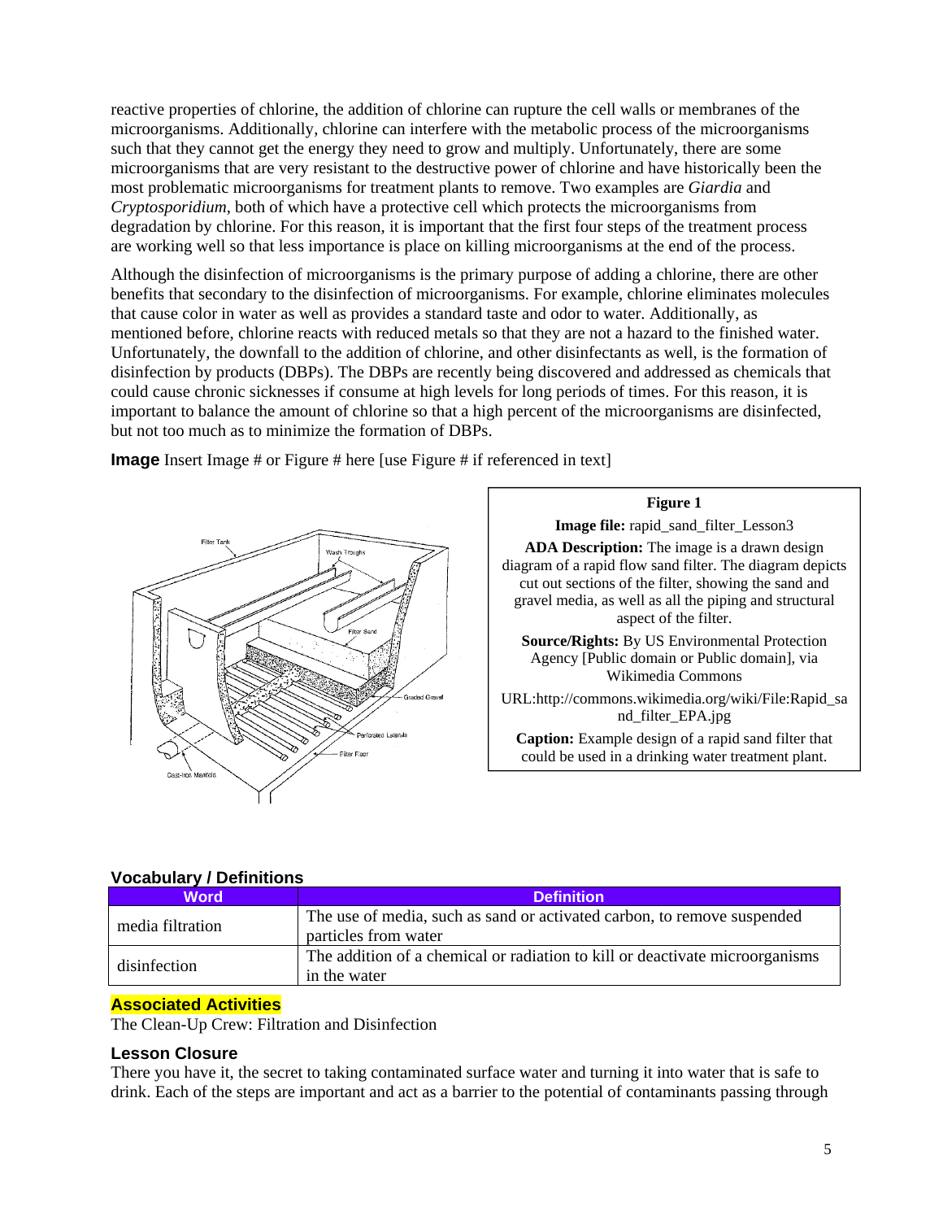reactive properties of chlorine, the addition of chlorine can rupture the cell walls or membranes of the microorganisms. Additionally, chlorine can interfere with the metabolic process of the microorganisms such that they cannot get the energy they need to grow and multiply. Unfortunately, there are some microorganisms that are very resistant to the destructive power of chlorine and have historically been the most problematic microorganisms for treatment plants to remove. Two examples are *Giardia* and *Cryptosporidium*, both of which have a protective cell which protects the microorganisms from degradation by chlorine. For this reason, it is important that the first four steps of the treatment process are working well so that less importance is place on killing microorganisms at the end of the process.

Although the disinfection of microorganisms is the primary purpose of adding a chlorine, there are other benefits that secondary to the disinfection of microorganisms. For example, chlorine eliminates molecules that cause color in water as well as provides a standard taste and odor to water. Additionally, as mentioned before, chlorine reacts with reduced metals so that they are not a hazard to the finished water. Unfortunately, the downfall to the addition of chlorine, and other disinfectants as well, is the formation of disinfection by products (DBPs). The DBPs are recently being discovered and addressed as chemicals that could cause chronic sicknesses if consume at high levels for long periods of times. For this reason, it is important to balance the amount of chlorine so that a high percent of the microorganisms are disinfected, but not too much as to minimize the formation of DBPs.

**Image** Insert Image # or Figure # here [use Figure # if referenced in text]

**Figure 1**

**Image file:** rapid_sand_filter_Lesson3

**ADA Description:** The image is a drawn design diagram of a rapid flow sand filter. The diagram depicts cut out sections of the filter, showing the sand and gravel media, as well as all the piping and structural aspect of the filter.

**Source/Rights:** By US Environmental Protection Agency [Public domain or Public domain], via Wikimedia Commons

URL:http://commons.wikimedia.org/wiki/File:Rapid_sand_filter_EPA.jpg

**Caption:** Example design of a rapid sand filter that could be used in a drinking water treatment plant.

### Vocabulary / Definitions

| Word | Definition |
|---|---|
| media filtration | The use of media, such as sand or activated carbon, to remove suspended particles from water |
| disinfection | The addition of a chemical or radiation to kill or deactivate microorganisms in the water |

### Associated Activities

The Clean-Up Crew: Filtration and Disinfection

### Lesson Closure

There you have it, the secret to taking contaminated surface water and turning it into water that is safe to drink. Each of the steps are important and act as a barrier to the potential of contaminants passing through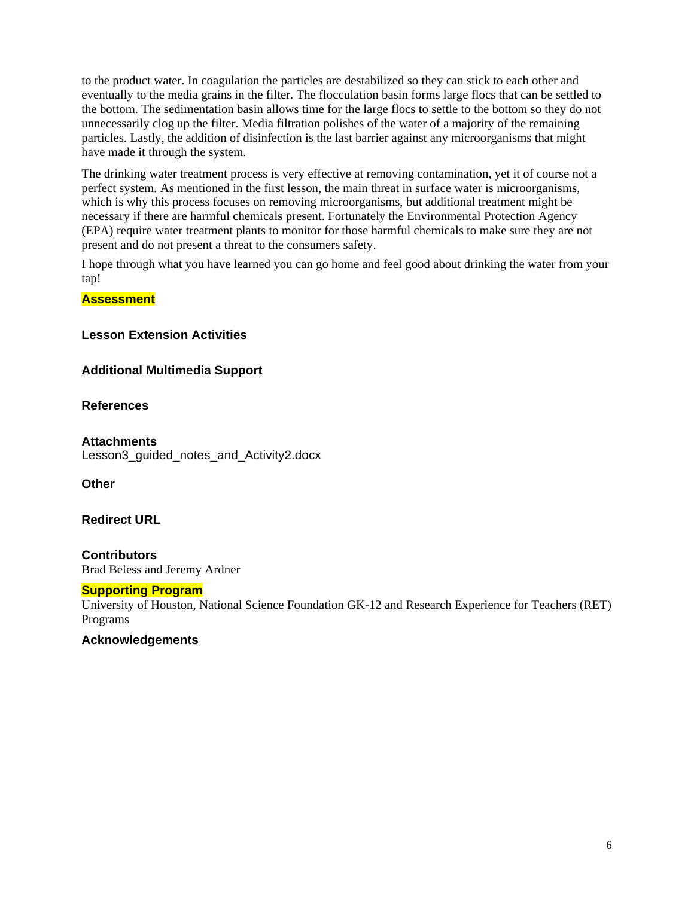to the product water. In coagulation the particles are destabilized so they can stick to each other and eventually to the media grains in the filter. The flocculation basin forms large flocs that can be settled to the bottom. The sedimentation basin allows time for the large flocs to settle to the bottom so they do not unnecessarily clog up the filter. Media filtration polishes of the water of a majority of the remaining particles. Lastly, the addition of disinfection is the last barrier against any microorganisms that might have made it through the system.

The drinking water treatment process is very effective at removing contamination, yet it of course not a perfect system. As mentioned in the first lesson, the main threat in surface water is microorganisms, which is why this process focuses on removing microorganisms, but additional treatment might be necessary if there are harmful chemicals present. Fortunately the Environmental Protection Agency (EPA) require water treatment plants to monitor for those harmful chemicals to make sure they are not present and do not present a threat to the consumers safety.

I hope through what you have learned you can go home and feel good about drinking the water from your tap!

**Assessment**

**Lesson Extension Activities**

**Additional Multimedia Support**

**References**

**Attachments**
Lesson3_guided_notes_and_Activity2.docx

**Other**

**Redirect URL**

**Contributors**
Brad Beless and Jeremy Ardner

**Supporting Program**
University of Houston, National Science Foundation GK-12 and Research Experience for Teachers (RET) Programs

**Acknowledgements**